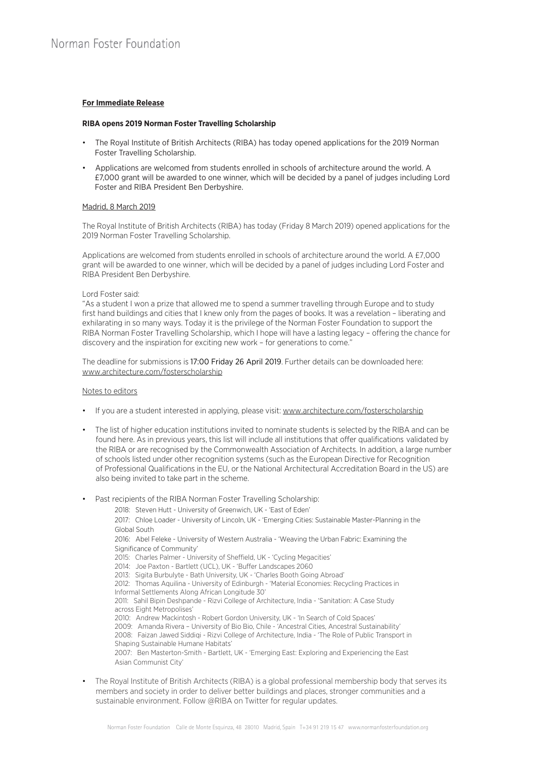**For Immediate Release**

**RIBA opens 2019 Norman Foster Travelling Scholarship**

- The Royal Institute of British Architects (RIBA) has today opened applications for the 2019 Norman Foster Travelling Scholarship.
- Applications are welcomed from students enrolled in schools of architecture around the world. A £7,000 grant will be awarded to one winner, which will be decided by a panel of judges including Lord Foster and RIBA President Ben Derbyshire.

Madrid, 8 March 2019

The Royal Institute of British Architects (RIBA) has today (Friday 8 March 2019) opened applications for the 2019 Norman Foster Travelling Scholarship.

Applications are welcomed from students enrolled in schools of architecture around the world. A £7,000 grant will be awarded to one winner, which will be decided by a panel of judges including Lord Foster and RIBA President Ben Derbyshire.

Lord Foster said:
"As a student I won a prize that allowed me to spend a summer travelling through Europe and to study first hand buildings and cities that I knew only from the pages of books. It was a revelation – liberating and exhilarating in so many ways. Today it is the privilege of the Norman Foster Foundation to support the RIBA Norman Foster Travelling Scholarship, which I hope will have a lasting legacy – offering the chance for discovery and the inspiration for exciting new work – for generations to come."

The deadline for submissions is 17:00 Friday 26 April 2019. Further details can be downloaded here: www.architecture.com/fosterscholarship

Notes to editors

- If you are a student interested in applying, please visit: www.architecture.com/fosterscholarship
- The list of higher education institutions invited to nominate students is selected by the RIBA and can be found here. As in previous years, this list will include all institutions that offer qualifications validated by the RIBA or are recognised by the Commonwealth Association of Architects. In addition, a large number of schools listed under other recognition systems (such as the European Directive for Recognition of Professional Qualifications in the EU, or the National Architectural Accreditation Board in the US) are also being invited to take part in the scheme.
- Past recipients of the RIBA Norman Foster Travelling Scholarship:
  - 2018: Steven Hutt - University of Greenwich, UK - 'East of Eden'
  - 2017: Chloe Loader - University of Lincoln, UK - 'Emerging Cities: Sustainable Master-Planning in the Global South
  - 2016: Abel Feleke - University of Western Australia - 'Weaving the Urban Fabric: Examining the Significance of Community'
  - 2015: Charles Palmer - University of Sheffield, UK - 'Cycling Megacities'
  - 2014: Joe Paxton - Bartlett (UCL), UK - 'Buffer Landscapes 2060
  - 2013: Sigita Burbulyte - Bath University, UK - 'Charles Booth Going Abroad'
  - 2012: Thomas Aquilina - University of Edinburgh - 'Material Economies: Recycling Practices in Informal Settlements Along African Longitude 30'
  - 2011: Sahil Bipin Deshpande - Rizvi College of Architecture, India - 'Sanitation: A Case Study across Eight Metropolises'
  - 2010: Andrew Mackintosh - Robert Gordon University, UK - 'In Search of Cold Spaces'
  - 2009: Amanda Rivera – University of Bio Bio, Chile - 'Ancestral Cities, Ancestral Sustainability'
  - 2008: Faizan Jawed Siddiqi - Rizvi College of Architecture, India - 'The Role of Public Transport in Shaping Sustainable Humane Habitats'
  - 2007: Ben Masterton-Smith - Bartlett, UK - 'Emerging East: Exploring and Experiencing the East Asian Communist City'
- The Royal Institute of British Architects (RIBA) is a global professional membership body that serves its members and society in order to deliver better buildings and places, stronger communities and a sustainable environment. Follow @RIBA on Twitter for regular updates.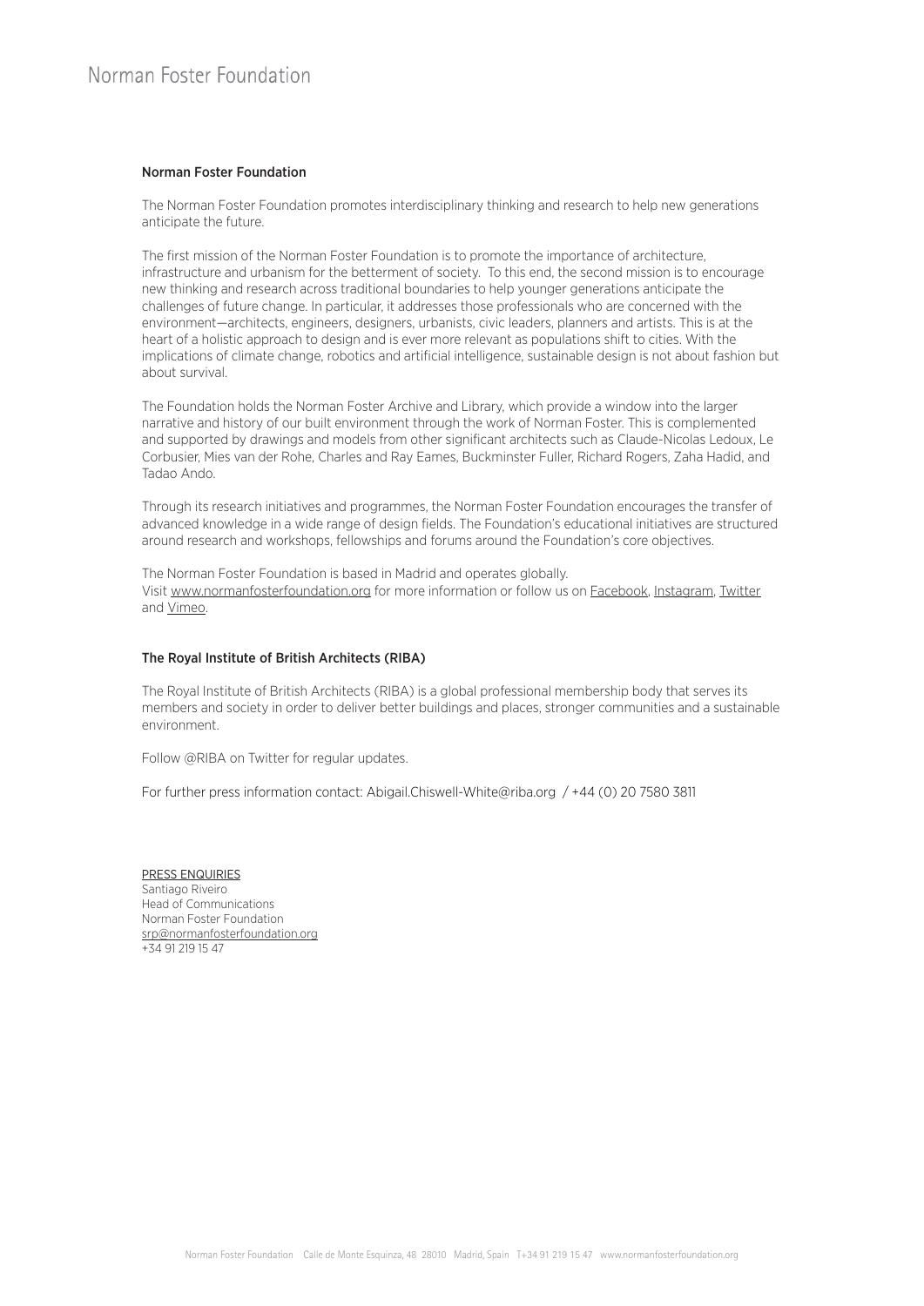### Norman Foster Foundation

The Norman Foster Foundation promotes interdisciplinary thinking and research to help new generations anticipate the future.

The first mission of the Norman Foster Foundation is to promote the importance of architecture, infrastructure and urbanism for the betterment of society. To this end, the second mission is to encourage new thinking and research across traditional boundaries to help younger generations anticipate the challenges of future change. In particular, it addresses those professionals who are concerned with the environment—architects, engineers, designers, urbanists, civic leaders, planners and artists. This is at the heart of a holistic approach to design and is ever more relevant as populations shift to cities. With the implications of climate change, robotics and artificial intelligence, sustainable design is not about fashion but about survival.

The Foundation holds the Norman Foster Archive and Library, which provide a window into the larger narrative and history of our built environment through the work of Norman Foster. This is complemented and supported by drawings and models from other significant architects such as Claude-Nicolas Ledoux, Le Corbusier, Mies van der Rohe, Charles and Ray Eames, Buckminster Fuller, Richard Rogers, Zaha Hadid, and Tadao Ando.

Through its research initiatives and programmes, the Norman Foster Foundation encourages the transfer of advanced knowledge in a wide range of design fields. The Foundation's educational initiatives are structured around research and workshops, fellowships and forums around the Foundation's core objectives.

The Norman Foster Foundation is based in Madrid and operates globally.
Visit www.normanfosterfoundation.org for more information or follow us on Facebook, Instagram, Twitter and Vimeo.

### The Royal Institute of British Architects (RIBA)

The Royal Institute of British Architects (RIBA) is a global professional membership body that serves its members and society in order to deliver better buildings and places, stronger communities and a sustainable environment.

Follow @RIBA on Twitter for regular updates.

For further press information contact: Abigail.Chiswell-White@riba.org / +44 (0) 20 7580 3811

PRESS ENQUIRIES
Santiago Riveiro
Head of Communications
Norman Foster Foundation
srp@normanfosterfoundation.org
+34 91 219 15 47